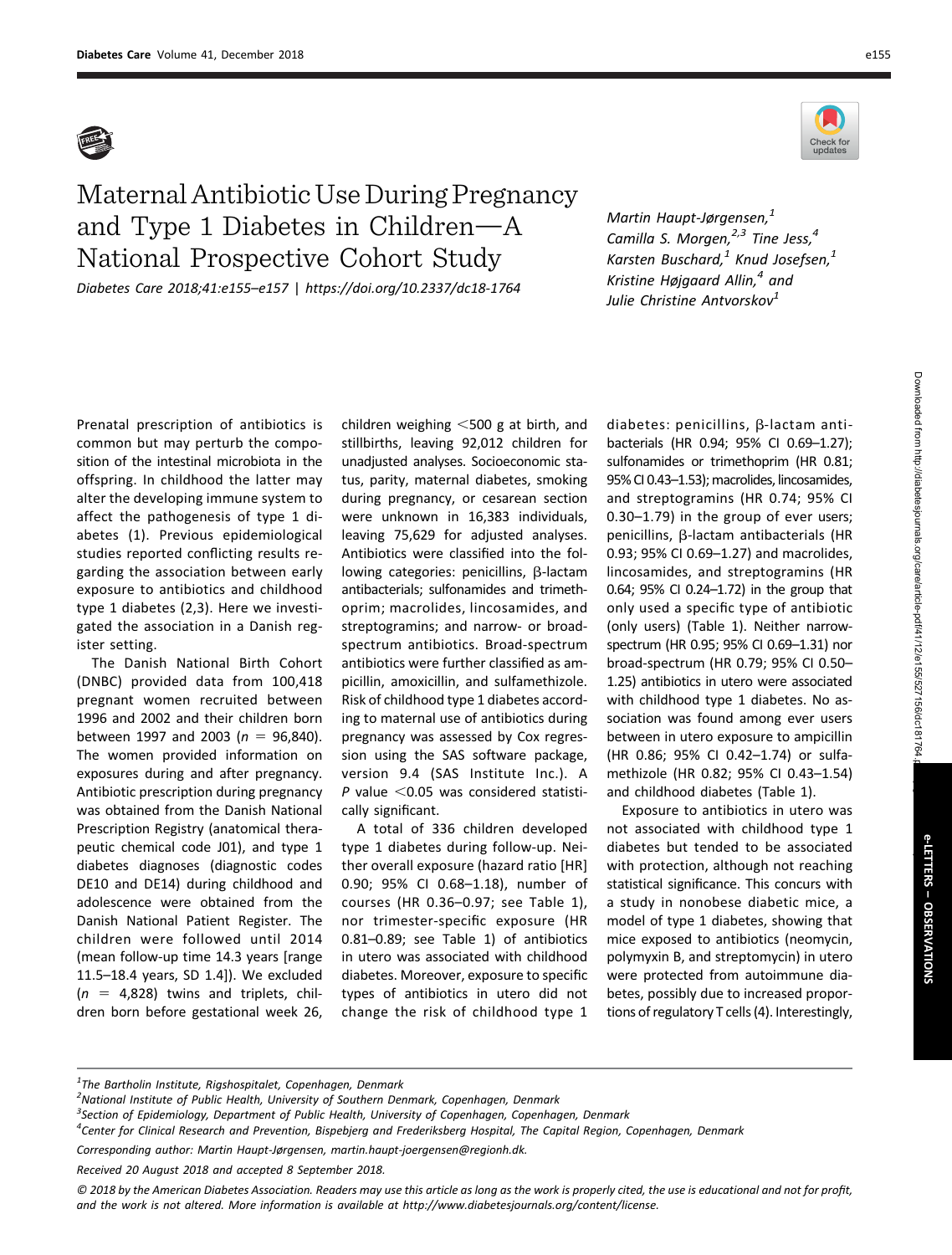# Maternal Antibiotic Use During Pregnancy and Type 1 Diabetes in Children—A National Prospective Cohort Study

*Diabetes Care 2018;41:e155–e157 | https://doi.org/10.2337/dc18-1764*

*Martin Haupt-Jørgensen,[1] Camilla S. Morgen,[2,3] Tine Jess,[4] Karsten Buschard,[1] Knud Josefsen,[1] Kristine Højgaard Allin,[4] and Julie Christine Antvorskov[1]*

Prenatal prescription of antibiotics is common but may perturb the composition of the intestinal microbiota in the offspring. In childhood the latter may alter the developing immune system to affect the pathogenesis of type 1 diabetes (1). Previous epidemiological studies reported conflicting results regarding the association between early exposure to antibiotics and childhood type 1 diabetes (2,3). Here we investigated the association in a Danish register setting.

The Danish National Birth Cohort (DNBC) provided data from 100,418 pregnant women recruited between 1996 and 2002 and their children born between 1997 and 2003 ($n$ = 96,840). The women provided information on exposures during and after pregnancy. Antibiotic prescription during pregnancy was obtained from the Danish National Prescription Registry (anatomical therapeutic chemical code J01), and type 1 diabetes diagnoses (diagnostic codes DE10 and DE14) during childhood and adolescence were obtained from the Danish National Patient Register. The children were followed until 2014 (mean follow-up time 14.3 years [range 11.5–18.4 years, SD 1.4]). We excluded ($n$ = 4,828) twins and triplets, children born before gestational week 26, children weighing <500 g at birth, and stillbirths, leaving 92,012 children for unadjusted analyses. Socioeconomic status, parity, maternal diabetes, smoking during pregnancy, or cesarean section were unknown in 16,383 individuals, leaving 75,629 for adjusted analyses. Antibiotics were classified into the following categories: penicillins, β-lactam antibacterials; sulfonamides and trimethoprim; macrolides, lincosamides, and streptogramins; and narrow- or broad-spectrum antibiotics. Broad-spectrum antibiotics were further classified as ampicillin, amoxicillin, and sulfamethizole. Risk of childhood type 1 diabetes according to maternal use of antibiotics during pregnancy was assessed by Cox regression using the SAS software package, version 9.4 (SAS Institute Inc.). A $P$ value <0.05 was considered statistically significant.

A total of 336 children developed type 1 diabetes during follow-up. Neither overall exposure (hazard ratio [HR] 0.90; 95% CI 0.68–1.18), number of courses (HR 0.36–0.97; see Table 1), nor trimester-specific exposure (HR 0.81–0.89; see Table 1) of antibiotics in utero was associated with childhood diabetes. Moreover, exposure to specific types of antibiotics in utero did not change the risk of childhood type 1 diabetes: penicillins, β-lactam antibacterials (HR 0.94; 95% CI 0.69–1.27); sulfonamides or trimethoprim (HR 0.81; 95% CI 0.43–1.53); macrolides, lincosamides, and streptogramins (HR 0.74; 95% CI 0.30–1.79) in the group of ever users; penicillins, β-lactam antibacterials (HR 0.93; 95% CI 0.69–1.27) and macrolides, lincosamides, and streptogramins (HR 0.64; 95% CI 0.24–1.72) in the group that only used a specific type of antibiotic (only users) (Table 1). Neither narrow-spectrum (HR 0.95; 95% CI 0.69–1.31) nor broad-spectrum (HR 0.79; 95% CI 0.50–1.25) antibiotics in utero were associated with childhood type 1 diabetes. No association was found among ever users between in utero exposure to ampicillin (HR 0.86; 95% CI 0.42–1.74) or sulfamethizole (HR 0.82; 95% CI 0.43–1.54) and childhood diabetes (Table 1).

Exposure to antibiotics in utero was not associated with childhood type 1 diabetes but tended to be associated with protection, although not reaching statistical significance. This concurs with a study in nonobese diabetic mice, a model of type 1 diabetes, showing that mice exposed to antibiotics (neomycin, polymyxin B, and streptomycin) in utero were protected from autoimmune diabetes, possibly due to increased proportions of regulatory T cells (4). Interestingly,

[1]The Bartholin Institute, Rigshospitalet, Copenhagen, Denmark

[2]National Institute of Public Health, University of Southern Denmark, Copenhagen, Denmark

[3]Section of Epidemiology, Department of Public Health, University of Copenhagen, Copenhagen, Denmark

[4]Center for Clinical Research and Prevention, Bispebjerg and Frederiksberg Hospital, The Capital Region, Copenhagen, Denmark

Corresponding author: Martin Haupt-Jørgensen, martin.haupt-joergensen@regionh.dk.

Received 20 August 2018 and accepted 8 September 2018.

© 2018 by the American Diabetes Association. Readers may use this article as long as the work is properly cited, the use is educational and not for profit, and the work is not altered. More information is available at http://www.diabetesjournals.org/content/license.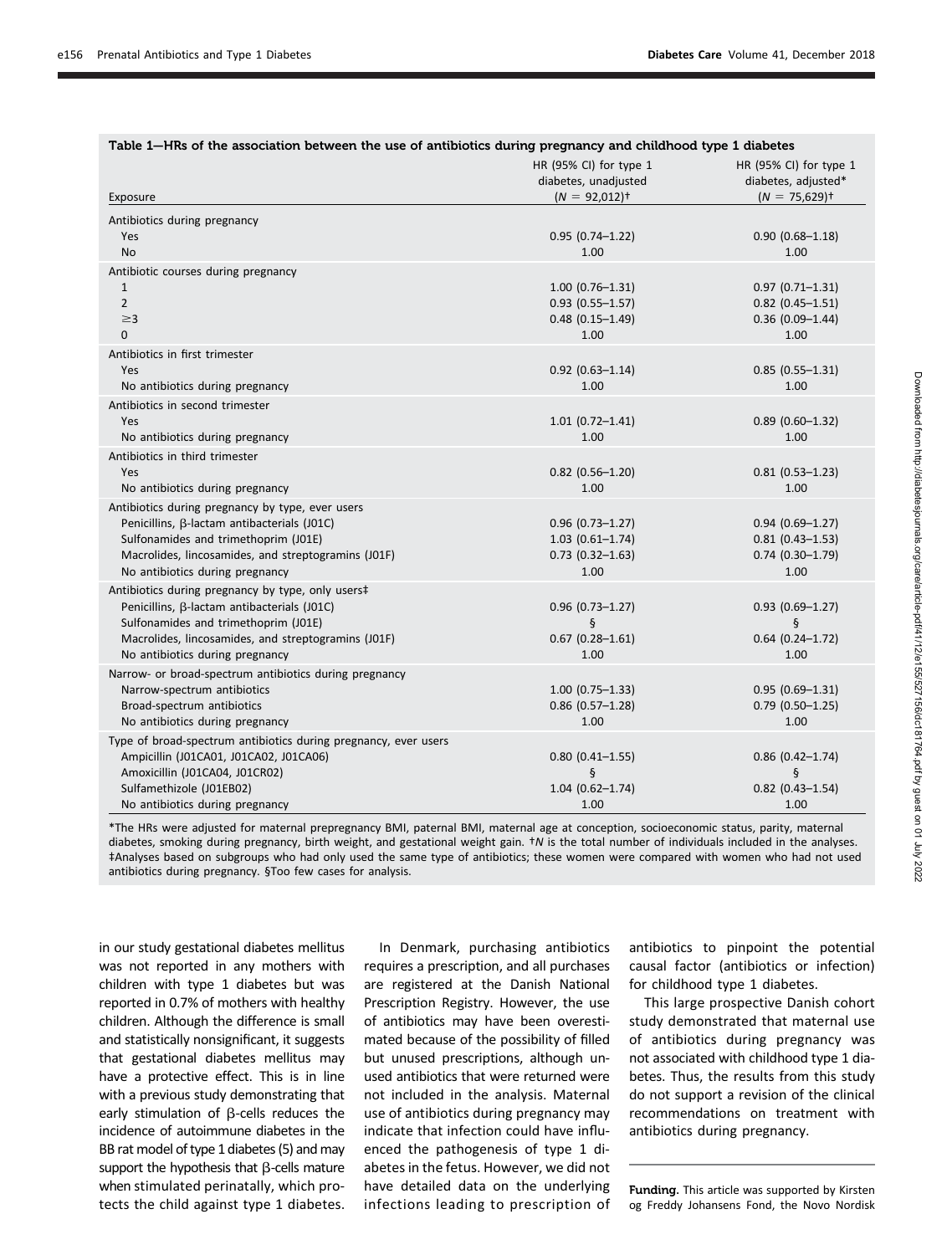**Table 1—HRs of the association between the use of antibiotics during pregnancy and childhood type 1 diabetes**

| Exposure | HR (95% CI) for type 1 diabetes, unadjusted ($N$ = 92,012)† | HR (95% CI) for type 1 diabetes, adjusted* ($N$ = 75,629)† |
|---|---|---|
| Antibiotics during pregnancy | | |
| Yes | 0.95 (0.74–1.22) | 0.90 (0.68–1.18) |
| No | 1.00 | 1.00 |
| Antibiotic courses during pregnancy | | |
| 1 | 1.00 (0.76–1.31) | 0.97 (0.71–1.31) |
| 2 | 0.93 (0.55–1.57) | 0.82 (0.45–1.51) |
| ≥3 | 0.48 (0.15–1.49) | 0.36 (0.09–1.44) |
| 0 | 1.00 | 1.00 |
| Antibiotics in first trimester | | |
| Yes | 0.92 (0.63–1.14) | 0.85 (0.55–1.31) |
| No antibiotics during pregnancy | 1.00 | 1.00 |
| Antibiotics in second trimester | | |
| Yes | 1.01 (0.72–1.41) | 0.89 (0.60–1.32) |
| No antibiotics during pregnancy | 1.00 | 1.00 |
| Antibiotics in third trimester | | |
| Yes | 0.82 (0.56–1.20) | 0.81 (0.53–1.23) |
| No antibiotics during pregnancy | 1.00 | 1.00 |
| Antibiotics during pregnancy by type, ever users | | |
| Penicillins, β-lactam antibacterials (J01C) | 0.96 (0.73–1.27) | 0.94 (0.69–1.27) |
| Sulfonamides and trimethoprim (J01E) | 1.03 (0.61–1.74) | 0.81 (0.43–1.53) |
| Macrolides, lincosamides, and streptogramins (J01F) | 0.73 (0.32–1.63) | 0.74 (0.30–1.79) |
| No antibiotics during pregnancy | 1.00 | 1.00 |
| Antibiotics during pregnancy by type, only users‡ | | |
| Penicillins, β-lactam antibacterials (J01C) | 0.96 (0.73–1.27) | 0.93 (0.69–1.27) |
| Sulfonamides and trimethoprim (J01E) | § | § |
| Macrolides, lincosamides, and streptogramins (J01F) | 0.67 (0.28–1.61) | 0.64 (0.24–1.72) |
| No antibiotics during pregnancy | 1.00 | 1.00 |
| Narrow- or broad-spectrum antibiotics during pregnancy | | |
| Narrow-spectrum antibiotics | 1.00 (0.75–1.33) | 0.95 (0.69–1.31) |
| Broad-spectrum antibiotics | 0.86 (0.57–1.28) | 0.79 (0.50–1.25) |
| No antibiotics during pregnancy | 1.00 | 1.00 |
| Type of broad-spectrum antibiotics during pregnancy, ever users | | |
| Ampicillin (J01CA01, J01CA02, J01CA06) | 0.80 (0.41–1.55) | 0.86 (0.42–1.74) |
| Amoxicillin (J01CA04, J01CR02) | § | § |
| Sulfamethizole (J01EB02) | 1.04 (0.62–1.74) | 0.82 (0.43–1.54) |
| No antibiotics during pregnancy | 1.00 | 1.00 |

*The HRs were adjusted for maternal prepregnancy BMI, paternal BMI, maternal age at conception, socioeconomic status, parity, maternal diabetes, smoking during pregnancy, birth weight, and gestational weight gain. †$N$ is the total number of individuals included in the analyses. ‡Analyses based on subgroups who had only used the same type of antibiotics; these women were compared with women who had not used antibiotics during pregnancy. §Too few cases for analysis.

in our study gestational diabetes mellitus was not reported in any mothers with children with type 1 diabetes but was reported in 0.7% of mothers with healthy children. Although the difference is small and statistically nonsignificant, it suggests that gestational diabetes mellitus may have a protective effect. This is in line with a previous study demonstrating that early stimulation of β-cells reduces the incidence of autoimmune diabetes in the BB rat model of type 1 diabetes (5) and may support the hypothesis that β-cells mature when stimulated perinatally, which protects the child against type 1 diabetes.

In Denmark, purchasing antibiotics requires a prescription, and all purchases are registered at the Danish National Prescription Registry. However, the use of antibiotics may have been overestimated because of the possibility of filled but unused prescriptions, although unused antibiotics that were returned were not included in the analysis. Maternal use of antibiotics during pregnancy may indicate that infection could have influenced the pathogenesis of type 1 diabetes in the fetus. However, we did not have detailed data on the underlying infections leading to prescription of antibiotics to pinpoint the potential causal factor (antibiotics or infection) for childhood type 1 diabetes.

This large prospective Danish cohort study demonstrated that maternal use of antibiotics during pregnancy was not associated with childhood type 1 diabetes. Thus, the results from this study do not support a revision of the clinical recommendations on treatment with antibiotics during pregnancy.

**Funding.** This article was supported by Kirsten og Freddy Johansens Fond, the Novo Nordisk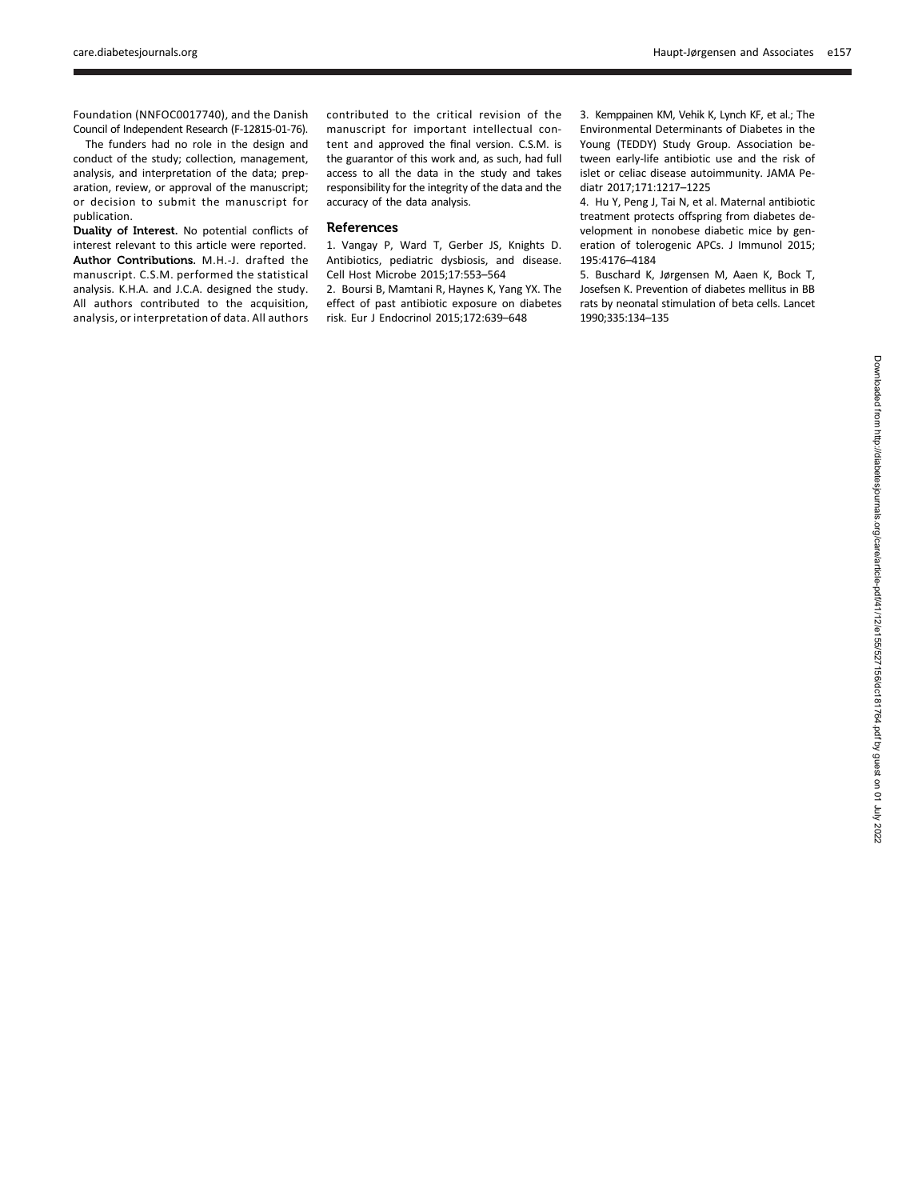Foundation (NNFOC0017740), and the Danish Council of Independent Research (F-12815-01-76).

The funders had no role in the design and conduct of the study; collection, management, analysis, and interpretation of the data; preparation, review, or approval of the manuscript; or decision to submit the manuscript for publication.

**Duality of Interest.** No potential conflicts of interest relevant to this article were reported.

**Author Contributions.** M.H.-J. drafted the manuscript. C.S.M. performed the statistical analysis. K.H.A. and J.C.A. designed the study. All authors contributed to the acquisition, analysis, or interpretation of data. All authors contributed to the critical revision of the manuscript for important intellectual content and approved the final version. C.S.M. is the guarantor of this work and, as such, had full access to all the data in the study and takes responsibility for the integrity of the data and the accuracy of the data analysis.

## References

1. Vangay P, Ward T, Gerber JS, Knights D. Antibiotics, pediatric dysbiosis, and disease. Cell Host Microbe 2015;17:553–564
2. Boursi B, Mamtani R, Haynes K, Yang YX. The effect of past antibiotic exposure on diabetes risk. Eur J Endocrinol 2015;172:639–648
3. Kemppainen KM, Vehik K, Lynch KF, et al.; The Environmental Determinants of Diabetes in the Young (TEDDY) Study Group. Association between early-life antibiotic use and the risk of islet or celiac disease autoimmunity. JAMA Pediatr 2017;171:1217–1225
4. Hu Y, Peng J, Tai N, et al. Maternal antibiotic treatment protects offspring from diabetes development in nonobese diabetic mice by generation of tolerogenic APCs. J Immunol 2015; 195:4176–4184
5. Buschard K, Jørgensen M, Aaen K, Bock T, Josefsen K. Prevention of diabetes mellitus in BB rats by neonatal stimulation of beta cells. Lancet 1990;335:134–135